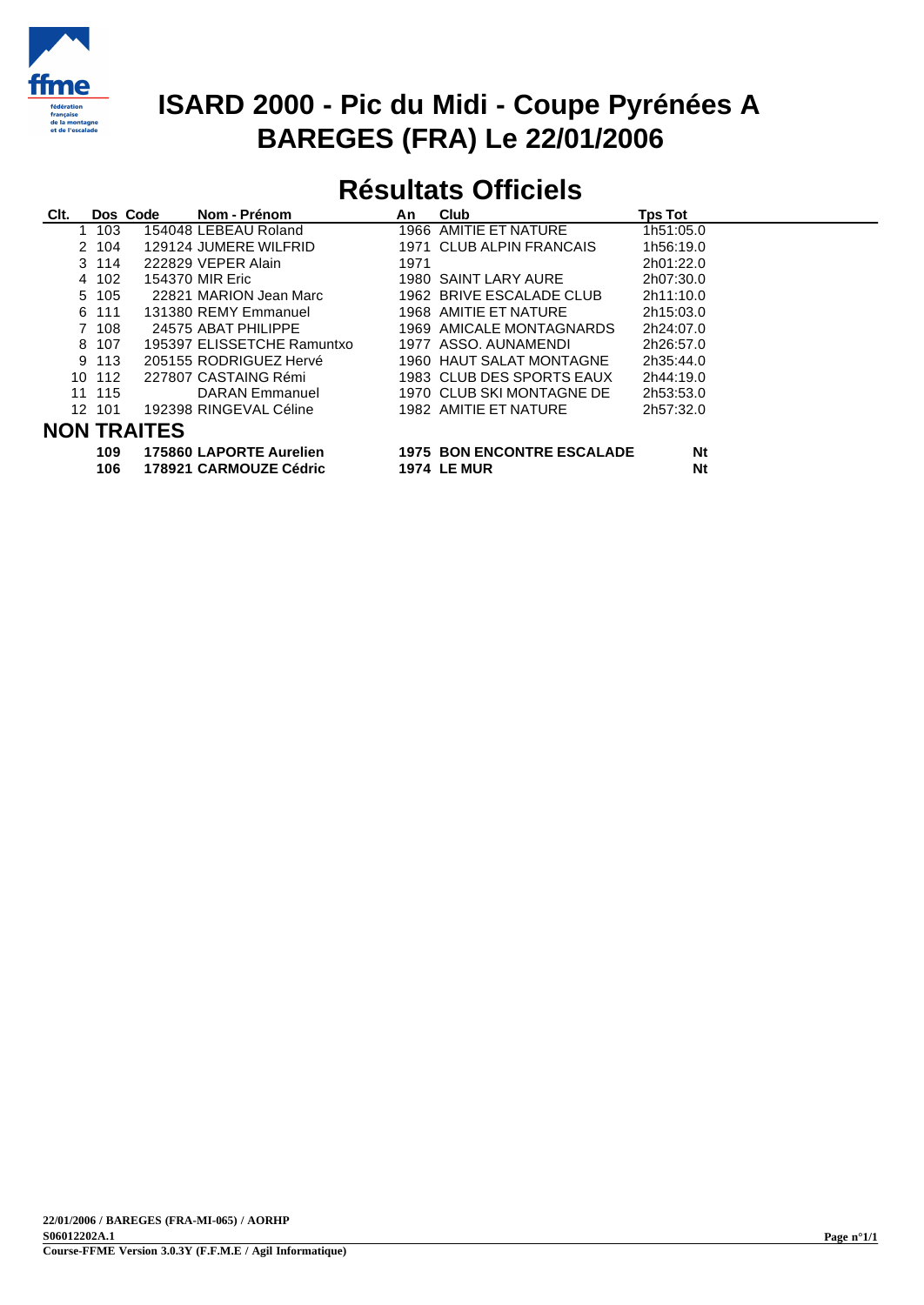# ISARD 2000 - Pic du Midi - Coupe Pyrénées A
# BAREGES (FRA) Le 22/01/2006

## Résultats Officiels

| Clt. | Dos | Code | Nom - Prénom | An | Club | Tps Tot |
|---|---|---|---|---|---|---|
| 1 | 103 | 154048 | LEBEAU Roland | 1966 | AMITIE ET NATURE | 1h51:05.0 |
| 2 | 104 | 129124 | JUMERE WILFRID | 1971 | CLUB ALPIN FRANCAIS | 1h56:19.0 |
| 3 | 114 | 222829 | VEPER Alain | 1971 | | 2h01:22.0 |
| 4 | 102 | 154370 | MIR Eric | 1980 | SAINT LARY AURE | 2h07:30.0 |
| 5 | 105 | 22821 | MARION Jean Marc | 1962 | BRIVE ESCALADE CLUB | 2h11:10.0 |
| 6 | 111 | 131380 | REMY Emmanuel | 1968 | AMITIE ET NATURE | 2h15:03.0 |
| 7 | 108 | 24575 | ABAT PHILIPPE | 1969 | AMICALE MONTAGNARDS | 2h24:07.0 |
| 8 | 107 | 195397 | ELISSETCHE Ramuntxo | 1977 | ASSO. AUNAMENDI | 2h26:57.0 |
| 9 | 113 | 205155 | RODRIGUEZ Hervé | 1960 | HAUT SALAT MONTAGNE | 2h35:44.0 |
| 10 | 112 | 227807 | CASTAING Rémi | 1983 | CLUB DES SPORTS EAUX | 2h44:19.0 |
| 11 | 115 | | DARAN Emmanuel | 1970 | CLUB SKI MONTAGNE DE | 2h53:53.0 |
| 12 | 101 | 192398 | RINGEVAL Céline | 1982 | AMITIE ET NATURE | 2h57:32.0 |

## NON TRAITES

| Dos | Code | Nom - Prénom | An | Club | Tps Tot |
|---|---|---|---|---|---|
| **109** | **175860** | **LAPORTE Aurelien** | **1975** | **BON ENCONTRE ESCALADE** | **Nt** |
| **106** | **178921** | **CARMOUZE Cédric** | **1974** | **LE MUR** | **Nt** |

**22/01/2006 / BAREGES (FRA-MI-065) / AORHP**
**S06012202A.1**
**Course-FFME Version 3.0.3Y (F.F.M.E / Agil Informatique)**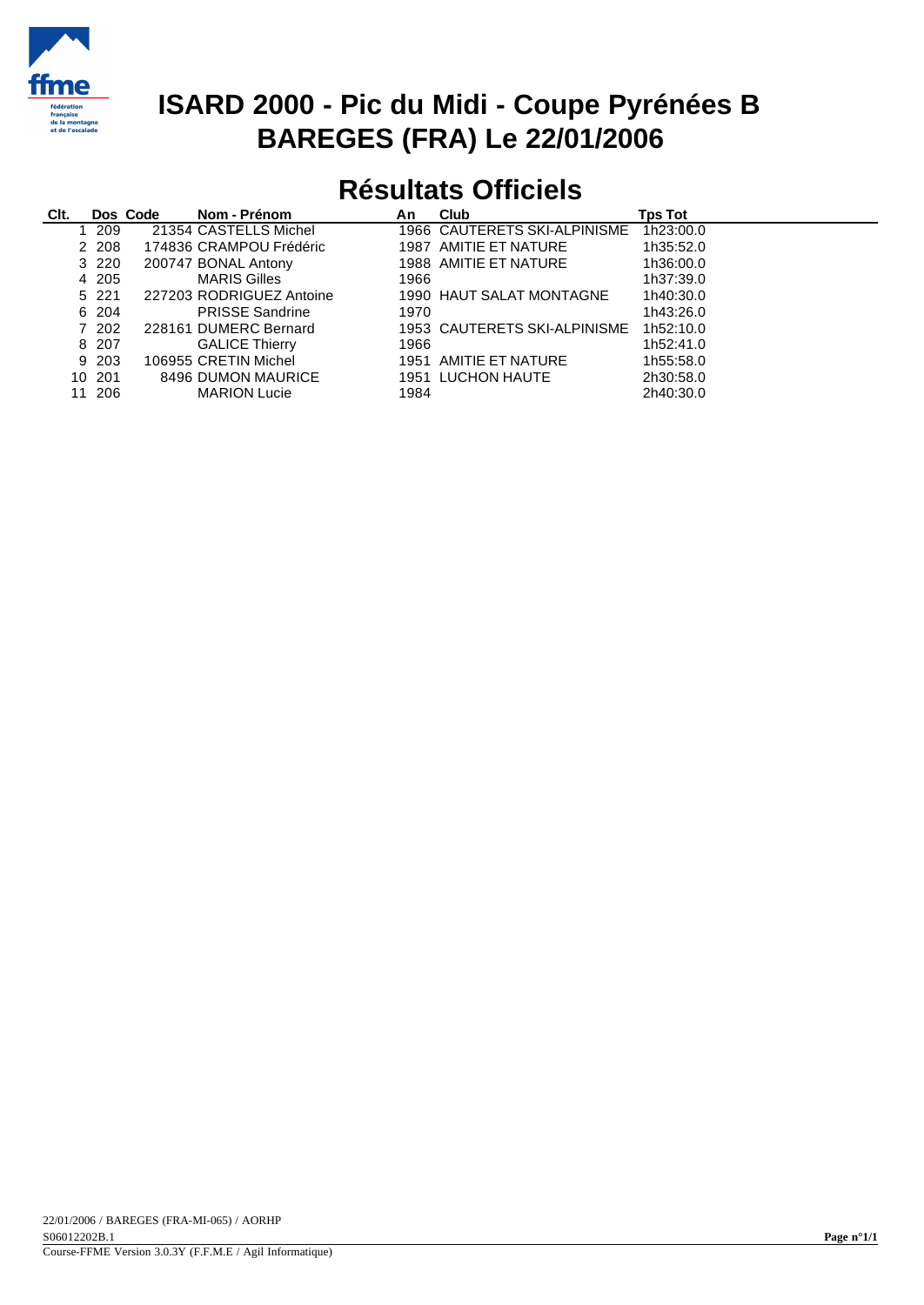# ISARD 2000 - Pic du Midi - Coupe Pyrénées B
# BAREGES (FRA) Le 22/01/2006

## Résultats Officiels

| Clt. | Dos | Code | Nom - Prénom | An | Club | Tps Tot |
|---|---|---|---|---|---|---|
| 1 | 209 | 21354 | CASTELLS Michel | 1966 | CAUTERETS SKI-ALPINISME | 1h23:00.0 |
| 2 | 208 | 174836 | CRAMPOU Frédéric | 1987 | AMITIE ET NATURE | 1h35:52.0 |
| 3 | 220 | 200747 | BONAL Antony | 1988 | AMITIE ET NATURE | 1h36:00.0 |
| 4 | 205 | | MARIS Gilles | 1966 | | 1h37:39.0 |
| 5 | 221 | 227203 | RODRIGUEZ Antoine | 1990 | HAUT SALAT MONTAGNE | 1h40:30.0 |
| 6 | 204 | | PRISSE Sandrine | 1970 | | 1h43:26.0 |
| 7 | 202 | 228161 | DUMERC Bernard | 1953 | CAUTERETS SKI-ALPINISME | 1h52:10.0 |
| 8 | 207 | | GALICE Thierry | 1966 | | 1h52:41.0 |
| 9 | 203 | 106955 | CRETIN Michel | 1951 | AMITIE ET NATURE | 1h55:58.0 |
| 10 | 201 | 8496 | DUMON MAURICE | 1951 | LUCHON HAUTE | 2h30:58.0 |
| 11 | 206 | | MARION Lucie | 1984 | | 2h40:30.0 |

22/01/2006 / BAREGES (FRA-MI-065) / AORHP
S06012202B.1
Course-FFME Version 3.0.3Y (F.F.M.E / Agil Informatique)